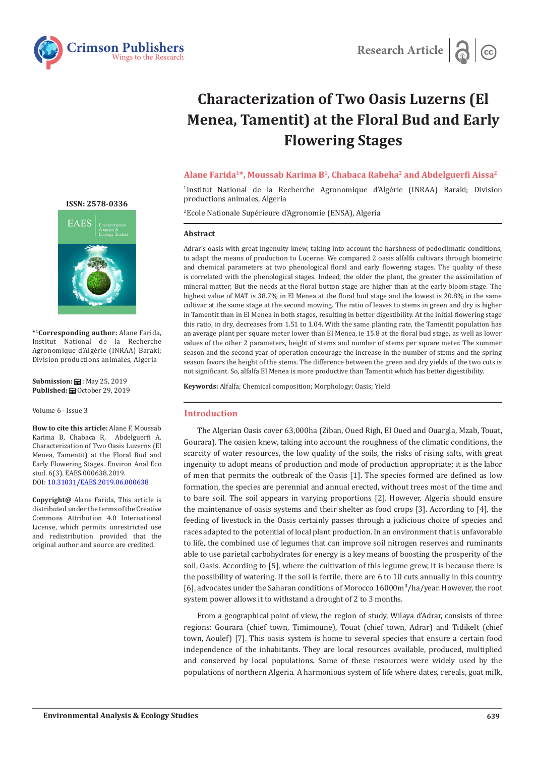Research Article

# Characterization of Two Oasis Luzerns (El Menea, Tamentit) at the Floral Bud and Early Flowering Stages

**Alane Farida[1*], Moussab Karima B[1], Chabaca Rabeha[2] and Abdelguerfi Aissa[2]**

[1]Institut National de la Recherche Agronomique d'Algérie (INRAA) Baraki; Division productions animales, Algeria

[2]Ecole Nationale Supérieure d'Agronomie (ENSA), Algeria

**ISSN: 2578-0336**

**\*[1]Corresponding author:** Alane Farida, Institut National de la Recherche Agronomique d'Algérie (INRAA) Baraki; Division productions animales, Algeria

**Submission:** May 25, 2019
**Published:** October 29, 2019

Volume 6 - Issue 3

**How to cite this article:** Alane F, Moussab Karima B, Chabaca R, Abdelguerfi A. Characterization of Two Oasis Luzerns (El Menea, Tamentit) at the Floral Bud and Early Flowering Stages. Environ Anal Eco stud. 6(3). EAES.000638.2019.
DOI: 10.31031/EAES.2019.06.000638

**Copyright@** Alane Farida, This article is distributed under the terms of the Creative Commons Attribution 4.0 International License, which permits unrestricted use and redistribution provided that the original author and source are credited.

## Abstract

Adrar's oasis with great ingenuity knew, taking into account the harshness of pedoclimatic conditions, to adapt the means of production to Lucerne. We compared 2 oasis alfalfa cultivars through biometric and chemical parameters at two phenological floral and early flowering stages. The quality of these is correlated with the phenological stages. Indeed, the older the plant, the greater the assimilation of mineral matter; But the needs at the floral button stage are higher than at the early bloom stage. The highest value of MAT is 38.7% in El Menea at the floral bud stage and the lowest is 20.8% in the same cultivar at the same stage at the second mowing. The ratio of leaves to stems in green and dry is higher in Tamentit than in El Menea in both stages, resulting in better digestibility. At the initial flowering stage this ratio, in dry, decreases from 1.51 to 1.04. With the same planting rate, the Tamentit population has an average plant per square meter lower than El Menea, ie 15.8 at the floral bud stage, as well as lower values of the other 2 parameters, height of stems and number of stems per square meter. The summer season and the second year of operation encourage the increase in the number of stems and the spring season favors the height of the stems. The difference between the green and dry yields of the two cuts is not significant. So, alfalfa El Menea is more productive than Tamentit which has better digestibility.

**Keywords:** Alfalfa; Chemical composition; Morphology; Oasis; Yield

## Introduction

The Algerian Oasis cover 63,000ha (Ziban, Oued Righ, El Oued and Ouargla, Mzab, Touat, Gourara). The oasien knew, taking into account the roughness of the climatic conditions, the scarcity of water resources, the low quality of the soils, the risks of rising salts, with great ingenuity to adopt means of production and mode of production appropriate; it is the labor of men that permits the outbreak of the Oasis [1]. The species formed are defined as low formation, the species are perennial and annual erected, without trees most of the time and to bare soil. The soil appears in varying proportions [2]. However, Algeria should ensure the maintenance of oasis systems and their shelter as food crops [3]. According to [4], the feeding of livestock in the Oasis certainly passes through a judicious choice of species and races adapted to the potential of local plant production. In an environment that is unfavorable to life, the combined use of legumes that can improve soil nitrogen reserves and ruminants able to use parietal carbohydrates for energy is a key means of boosting the prosperity of the soil, Oasis. According to [5], where the cultivation of this legume grew, it is because there is the possibility of watering. If the soil is fertile, there are 6 to 10 cuts annually in this country [6], advocates under the Saharan conditions of Morocco 16000$m^3$/ha/year. However, the root system power allows it to withstand a drought of 2 to 3 months.

From a geographical point of view, the region of study, Wilaya d'Adrar, consists of three regions: Gourara (chief town, Timimoune), Touat (chief town, Adrar) and Tidikelt (chief town, Aoulef) [7]. This oasis system is home to several species that ensure a certain food independence of the inhabitants. They are local resources available, produced, multiplied and conserved by local populations. Some of these resources were widely used by the populations of northern Algeria. A harmonious system of life where dates, cereals, goat milk,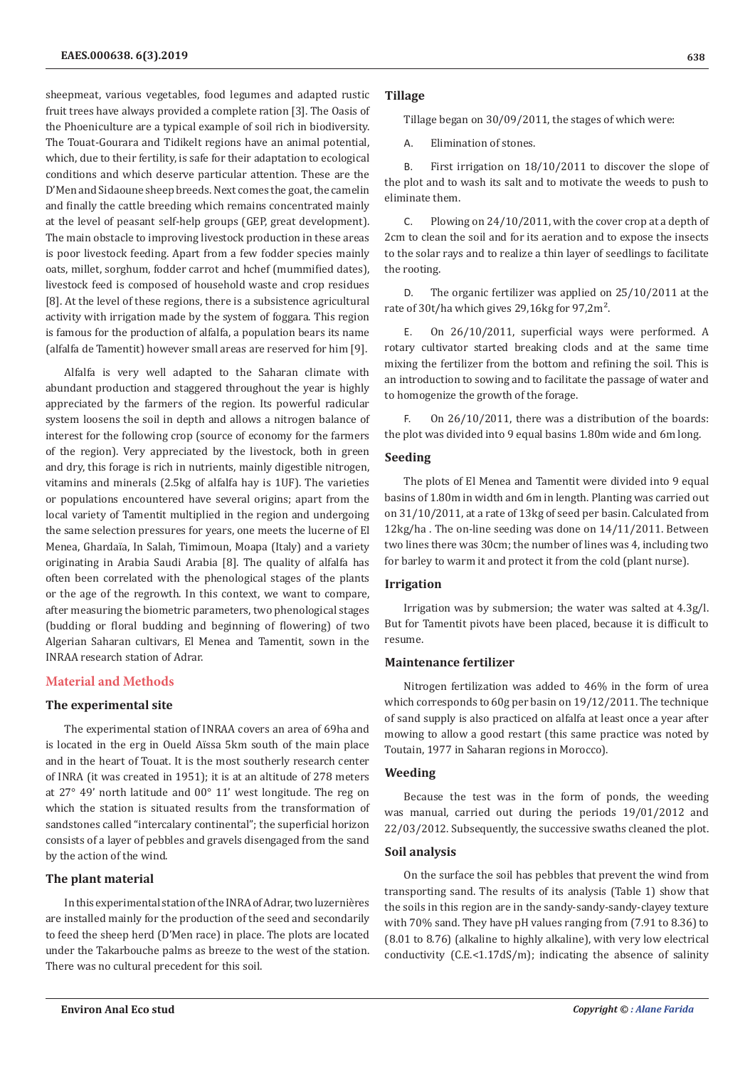sheepmeat, various vegetables, food legumes and adapted rustic fruit trees have always provided a complete ration [3]. The Oasis of the Phoeniculture are a typical example of soil rich in biodiversity. The Touat-Gourara and Tidikelt regions have an animal potential, which, due to their fertility, is safe for their adaptation to ecological conditions and which deserve particular attention. These are the D'Men and Sidaoune sheep breeds. Next comes the goat, the camelin and finally the cattle breeding which remains concentrated mainly at the level of peasant self-help groups (GEP, great development). The main obstacle to improving livestock production in these areas is poor livestock feeding. Apart from a few fodder species mainly oats, millet, sorghum, fodder carrot and hchef (mummified dates), livestock feed is composed of household waste and crop residues [8]. At the level of these regions, there is a subsistence agricultural activity with irrigation made by the system of foggara. This region is famous for the production of alfalfa, a population bears its name (alfalfa de Tamentit) however small areas are reserved for him [9].

Alfalfa is very well adapted to the Saharan climate with abundant production and staggered throughout the year is highly appreciated by the farmers of the region. Its powerful radicular system loosens the soil in depth and allows a nitrogen balance of interest for the following crop (source of economy for the farmers of the region). Very appreciated by the livestock, both in green and dry, this forage is rich in nutrients, mainly digestible nitrogen, vitamins and minerals (2.5kg of alfalfa hay is 1UF). The varieties or populations encountered have several origins; apart from the local variety of Tamentit multiplied in the region and undergoing the same selection pressures for years, one meets the lucerne of El Menea, Ghardaïa, In Salah, Timimoun, Moapa (Italy) and a variety originating in Arabia Saudi Arabia [8]. The quality of alfalfa has often been correlated with the phenological stages of the plants or the age of the regrowth. In this context, we want to compare, after measuring the biometric parameters, two phenological stages (budding or floral budding and beginning of flowering) of two Algerian Saharan cultivars, El Menea and Tamentit, sown in the INRAA research station of Adrar.

## Material and Methods

### The experimental site

The experimental station of INRAA covers an area of 69ha and is located in the erg in Oueld Aïssa 5km south of the main place and in the heart of Touat. It is the most southerly research center of INRA (it was created in 1951); it is at an altitude of 278 meters at 27° 49' north latitude and 00° 11' west longitude. The reg on which the station is situated results from the transformation of sandstones called "intercalary continental"; the superficial horizon consists of a layer of pebbles and gravels disengaged from the sand by the action of the wind.

### The plant material

In this experimental station of the INRA of Adrar, two luzernières are installed mainly for the production of the seed and secondarily to feed the sheep herd (D'Men race) in place. The plots are located under the Takarbouche palms as breeze to the west of the station. There was no cultural precedent for this soil.

### Tillage

Tillage began on 30/09/2011, the stages of which were:

A. Elimination of stones.

B. First irrigation on 18/10/2011 to discover the slope of the plot and to wash its salt and to motivate the weeds to push to eliminate them.

C. Plowing on 24/10/2011, with the cover crop at a depth of 2cm to clean the soil and for its aeration and to expose the insects to the solar rays and to realize a thin layer of seedlings to facilitate the rooting.

D. The organic fertilizer was applied on 25/10/2011 at the rate of 30t/ha which gives 29,16kg for 97,2m$^2$.

E. On 26/10/2011, superficial ways were performed. A rotary cultivator started breaking clods and at the same time mixing the fertilizer from the bottom and refining the soil. This is an introduction to sowing and to facilitate the passage of water and to homogenize the growth of the forage.

F. On 26/10/2011, there was a distribution of the boards: the plot was divided into 9 equal basins 1.80m wide and 6m long.

### Seeding

The plots of El Menea and Tamentit were divided into 9 equal basins of 1.80m in width and 6m in length. Planting was carried out on 31/10/2011, at a rate of 13kg of seed per basin. Calculated from 12kg/ha . The on-line seeding was done on 14/11/2011. Between two lines there was 30cm; the number of lines was 4, including two for barley to warm it and protect it from the cold (plant nurse).

### Irrigation

Irrigation was by submersion; the water was salted at 4.3g/l. But for Tamentit pivots have been placed, because it is difficult to resume.

### Maintenance fertilizer

Nitrogen fertilization was added to 46% in the form of urea which corresponds to 60g per basin on 19/12/2011. The technique of sand supply is also practiced on alfalfa at least once a year after mowing to allow a good restart (this same practice was noted by Toutain, 1977 in Saharan regions in Morocco).

### Weeding

Because the test was in the form of ponds, the weeding was manual, carried out during the periods 19/01/2012 and 22/03/2012. Subsequently, the successive swaths cleaned the plot.

### Soil analysis

On the surface the soil has pebbles that prevent the wind from transporting sand. The results of its analysis (Table 1) show that the soils in this region are in the sandy-sandy-sandy-clayey texture with 70% sand. They have pH values ranging from (7.91 to 8.36) to (8.01 to 8.76) (alkaline to highly alkaline), with very low electrical conductivity (C.E.<1.17dS/m); indicating the absence of salinity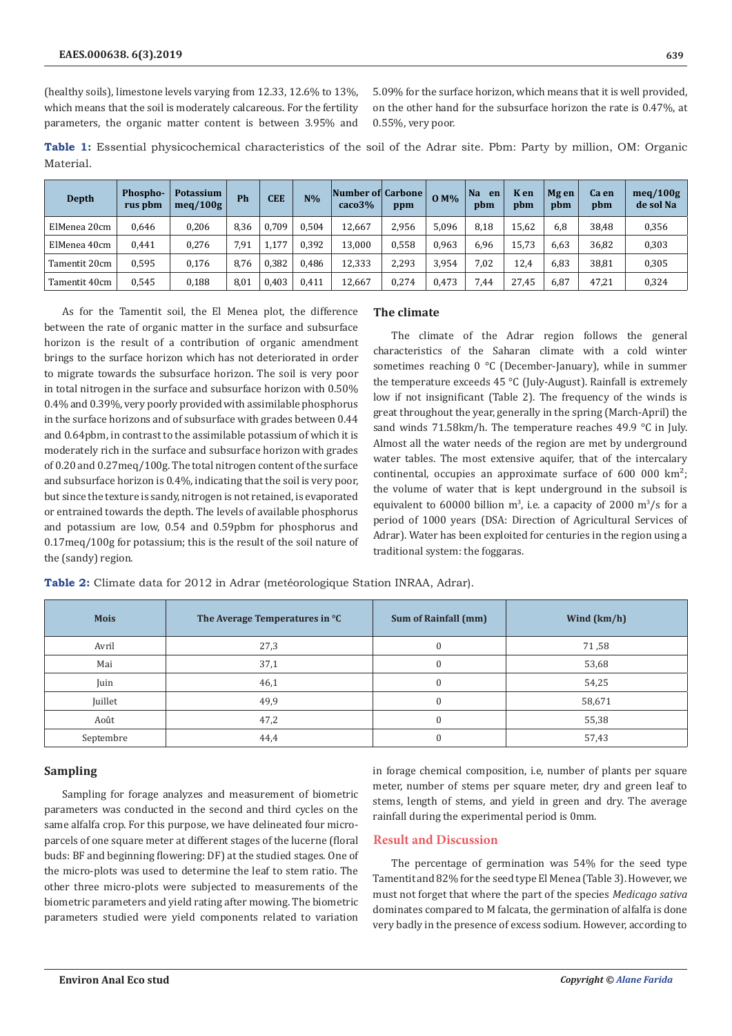(healthy soils), limestone levels varying from 12.33, 12.6% to 13%, which means that the soil is moderately calcareous. For the fertility parameters, the organic matter content is between 3.95% and 5.09% for the surface horizon, which means that it is well provided, on the other hand for the subsurface horizon the rate is 0.47%, at 0.55%, very poor.

**Table 1:** Essential physicochemical characteristics of the soil of the Adrar site. Pbm: Party by million, OM: Organic Material.

| Depth | Phosphorus pbm | Potassium meq/100g | Ph | CEE | N% | Number of caco3% | Carbone ppm | O M% | Na en pbm | K en pbm | Mg en pbm | Ca en pbm | meq/100g de sol Na |
|---|---|---|---|---|---|---|---|---|---|---|---|---|---|
| ElMenea 20cm | 0,646 | 0,206 | 8,36 | 0,709 | 0,504 | 12,667 | 2,956 | 5,096 | 8,18 | 15,62 | 6,8 | 38,48 | 0,356 |
| ElMenea 40cm | 0,441 | 0,276 | 7,91 | 1,177 | 0,392 | 13,000 | 0,558 | 0,963 | 6,96 | 15,73 | 6,63 | 36,82 | 0,303 |
| Tamentit 20cm | 0,595 | 0,176 | 8,76 | 0,382 | 0,486 | 12,333 | 2,293 | 3,954 | 7,02 | 12,4 | 6,83 | 38,81 | 0,305 |
| Tamentit 40cm | 0,545 | 0,188 | 8,01 | 0,403 | 0,411 | 12,667 | 0,274 | 0,473 | 7,44 | 27,45 | 6,87 | 47,21 | 0,324 |

As for the Tamentit soil, the El Menea plot, the difference between the rate of organic matter in the surface and subsurface horizon is the result of a contribution of organic amendment brings to the surface horizon which has not deteriorated in order to migrate towards the subsurface horizon. The soil is very poor in total nitrogen in the surface and subsurface horizon with 0.50% 0.4% and 0.39%, very poorly provided with assimilable phosphorus in the surface horizons and of subsurface with grades between 0.44 and 0.64pbm, in contrast to the assimilable potassium of which it is moderately rich in the surface and subsurface horizon with grades of 0.20 and 0.27meq/100g. The total nitrogen content of the surface and subsurface horizon is 0.4%, indicating that the soil is very poor, but since the texture is sandy, nitrogen is not retained, is evaporated or entrained towards the depth. The levels of available phosphorus and potassium are low, 0.54 and 0.59pbm for phosphorus and 0.17meq/100g for potassium; this is the result of the soil nature of the (sandy) region.

## The climate

The climate of the Adrar region follows the general characteristics of the Saharan climate with a cold winter sometimes reaching 0 °C (December-January), while in summer the temperature exceeds 45 °C (July-August). Rainfall is extremely low if not insignificant (Table 2). The frequency of the winds is great throughout the year, generally in the spring (March-April) the sand winds 71.58km/h. The temperature reaches 49.9 °C in July. Almost all the water needs of the region are met by underground water tables. The most extensive aquifer, that of the intercalary continental, occupies an approximate surface of 600 000 $km^2$; the volume of water that is kept underground in the subsoil is equivalent to 60000 billion $m^3$, i.e. a capacity of 2000 $m^3$/s for a period of 1000 years (DSA: Direction of Agricultural Services of Adrar). Water has been exploited for centuries in the region using a traditional system: the foggaras.

**Table 2:** Climate data for 2012 in Adrar (metéorologique Station INRAA, Adrar).

| Mois | The Average Temperatures in °C | Sum of Rainfall (mm) | Wind (km/h) |
|---|---|---|---|
| Avril | 27,3 | 0 | 71 ,58 |
| Mai | 37,1 | 0 | 53,68 |
| Juin | 46,1 | 0 | 54,25 |
| Juillet | 49,9 | 0 | 58,671 |
| Août | 47,2 | 0 | 55,38 |
| Septembre | 44,4 | 0 | 57,43 |

## Sampling

Sampling for forage analyzes and measurement of biometric parameters was conducted in the second and third cycles on the same alfalfa crop. For this purpose, we have delineated four micro-parcels of one square meter at different stages of the lucerne (floral buds: BF and beginning flowering: DF) at the studied stages. One of the micro-plots was used to determine the leaf to stem ratio. The other three micro-plots were subjected to measurements of the biometric parameters and yield rating after mowing. The biometric parameters studied were yield components related to variation in forage chemical composition, i.e, number of plants per square meter, number of stems per square meter, dry and green leaf to stems, length of stems, and yield in green and dry. The average rainfall during the experimental period is 0mm.

## Result and Discussion

The percentage of germination was 54% for the seed type Tamentit and 82% for the seed type El Menea (Table 3). However, we must not forget that where the part of the species *Medicago sativa* dominates compared to M falcata, the germination of alfalfa is done very badly in the presence of excess sodium. However, according to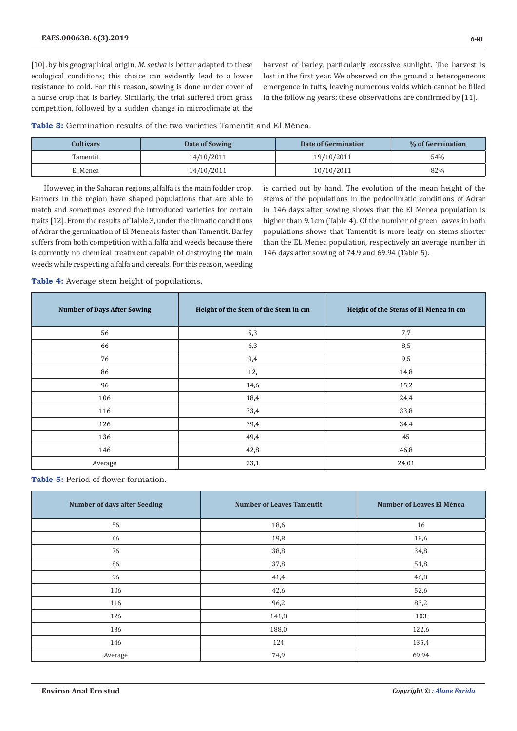[10], by his geographical origin, *M. sativa* is better adapted to these ecological conditions; this choice can evidently lead to a lower resistance to cold. For this reason, sowing is done under cover of a nurse crop that is barley. Similarly, the trial suffered from grass competition, followed by a sudden change in microclimate at the harvest of barley, particularly excessive sunlight. The harvest is lost in the first year. We observed on the ground a heterogeneous emergence in tufts, leaving numerous voids which cannot be filled in the following years; these observations are confirmed by [11].

**Table 3:** Germination results of the two varieties Tamentit and El Ménea.

| Cultivars | Date of Sowing | Date of Germination | % of Germination |
|---|---|---|---|
| Tamentit | 14/10/2011 | 19/10/2011 | 54% |
| El Menea | 14/10/2011 | 10/10/2011 | 82% |

However, in the Saharan regions, alfalfa is the main fodder crop. Farmers in the region have shaped populations that are able to match and sometimes exceed the introduced varieties for certain traits [12]. From the results of Table 3, under the climatic conditions of Adrar the germination of El Menea is faster than Tamentit. Barley suffers from both competition with alfalfa and weeds because there is currently no chemical treatment capable of destroying the main weeds while respecting alfalfa and cereals. For this reason, weeding is carried out by hand. The evolution of the mean height of the stems of the populations in the pedoclimatic conditions of Adrar in 146 days after sowing shows that the El Menea population is higher than 9.1cm (Table 4). Of the number of green leaves in both populations shows that Tamentit is more leafy on stems shorter than the EL Menea population, respectively an average number in 146 days after sowing of 74.9 and 69.94 (Table 5).

**Table 4:** Average stem height of populations.

| Number of Days After Sowing | Height of the Stem of the Stem in cm | Height of the Stems of El Menea in cm |
|---|---|---|
| 56 | 5,3 | 7,7 |
| 66 | 6,3 | 8,5 |
| 76 | 9,4 | 9,5 |
| 86 | 12, | 14,8 |
| 96 | 14,6 | 15,2 |
| 106 | 18,4 | 24,4 |
| 116 | 33,4 | 33,8 |
| 126 | 39,4 | 34,4 |
| 136 | 49,4 | 45 |
| 146 | 42,8 | 46,8 |
| Average | 23,1 | 24,01 |

**Table 5:** Period of flower formation.

| Number of days after Seeding | Number of Leaves Tamentit | Number of Leaves El Ménea |
|---|---|---|
| 56 | 18,6 | 16 |
| 66 | 19,8 | 18,6 |
| 76 | 38,8 | 34,8 |
| 86 | 37,8 | 51,8 |
| 96 | 41,4 | 46,8 |
| 106 | 42,6 | 52,6 |
| 116 | 96,2 | 83,2 |
| 126 | 141,8 | 103 |
| 136 | 188,0 | 122,6 |
| 146 | 124 | 135,4 |
| Average | 74,9 | 69,94 |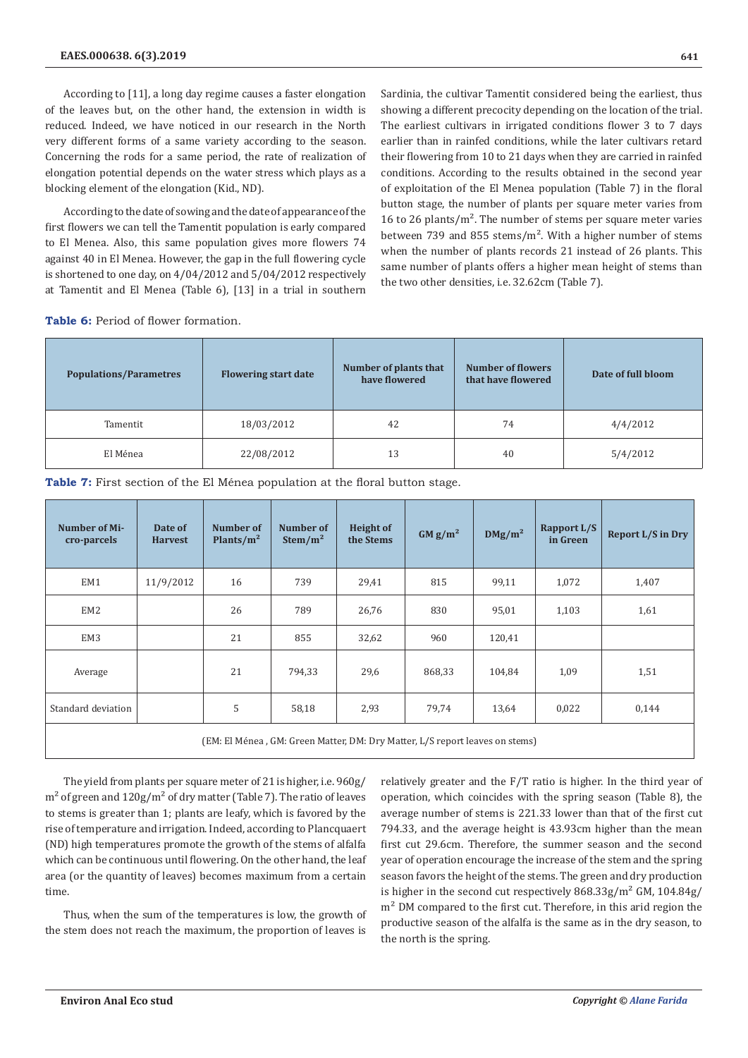According to [11], a long day regime causes a faster elongation of the leaves but, on the other hand, the extension in width is reduced. Indeed, we have noticed in our research in the North very different forms of a same variety according to the season. Concerning the rods for a same period, the rate of realization of elongation potential depends on the water stress which plays as a blocking element of the elongation (Kid., ND).

According to the date of sowing and the date of appearance of the first flowers we can tell the Tamentit population is early compared to El Menea. Also, this same population gives more flowers 74 against 40 in El Menea. However, the gap in the full flowering cycle is shortened to one day, on 4/04/2012 and 5/04/2012 respectively at Tamentit and El Menea (Table 6), [13] in a trial in southern Sardinia, the cultivar Tamentit considered being the earliest, thus showing a different precocity depending on the location of the trial. The earliest cultivars in irrigated conditions flower 3 to 7 days earlier than in rainfed conditions, while the later cultivars retard their flowering from 10 to 21 days when they are carried in rainfed conditions. According to the results obtained in the second year of exploitation of the El Menea population (Table 7) in the floral button stage, the number of plants per square meter varies from 16 to 26 plants/m$^2$. The number of stems per square meter varies between 739 and 855 stems/m$^2$. With a higher number of stems when the number of plants records 21 instead of 26 plants. This same number of plants offers a higher mean height of stems than the two other densities, i.e. 32.62cm (Table 7).

**Table 6:** Period of flower formation.

| Populations/Parametres | Flowering start date | Number of plants that have flowered | Number of flowers that have flowered | Date of full bloom |
|---|---|---|---|---|
| Tamentit | 18/03/2012 | 42 | 74 | 4/4/2012 |
| El Ménea | 22/08/2012 | 13 | 40 | 5/4/2012 |

**Table 7:** First section of the El Ménea population at the floral button stage.

| Number of Micro-parcels | Date of Harvest | Number of Plants/m$^2$ | Number of Stem/m$^2$ | Height of the Stems | GM g/m$^2$ | DMg/m$^2$ | Rapport L/S in Green | Report L/S in Dry |
|---|---|---|---|---|---|---|---|---|
| EM1 | 11/9/2012 | 16 | 739 | 29,41 | 815 | 99,11 | 1,072 | 1,407 |
| EM2 | | 26 | 789 | 26,76 | 830 | 95,01 | 1,103 | 1,61 |
| EM3 | | 21 | 855 | 32,62 | 960 | 120,41 | | |
| Average | | 21 | 794,33 | 29,6 | 868,33 | 104,84 | 1,09 | 1,51 |
| Standard deviation | | 5 | 58,18 | 2,93 | 79,74 | 13,64 | 0,022 | 0,144 |

(EM: El Ménea , GM: Green Matter, DM: Dry Matter, L/S report leaves on stems)

The yield from plants per square meter of 21 is higher, i.e. 960g/m$^2$ of green and 120g/m$^2$ of dry matter (Table 7). The ratio of leaves to stems is greater than 1; plants are leafy, which is favored by the rise of temperature and irrigation. Indeed, according to Plancquaert (ND) high temperatures promote the growth of the stems of alfalfa which can be continuous until flowering. On the other hand, the leaf area (or the quantity of leaves) becomes maximum from a certain time.

Thus, when the sum of the temperatures is low, the growth of the stem does not reach the maximum, the proportion of leaves is relatively greater and the F/T ratio is higher. In the third year of operation, which coincides with the spring season (Table 8), the average number of stems is 221.33 lower than that of the first cut 794.33, and the average height is 43.93cm higher than the mean first cut 29.6cm. Therefore, the summer season and the second year of operation encourage the increase of the stem and the spring season favors the height of the stems. The green and dry production is higher in the second cut respectively 868.33g/m$^2$ GM, 104.84g/m$^2$ DM compared to the first cut. Therefore, in this arid region the productive season of the alfalfa is the same as in the dry season, to the north is the spring.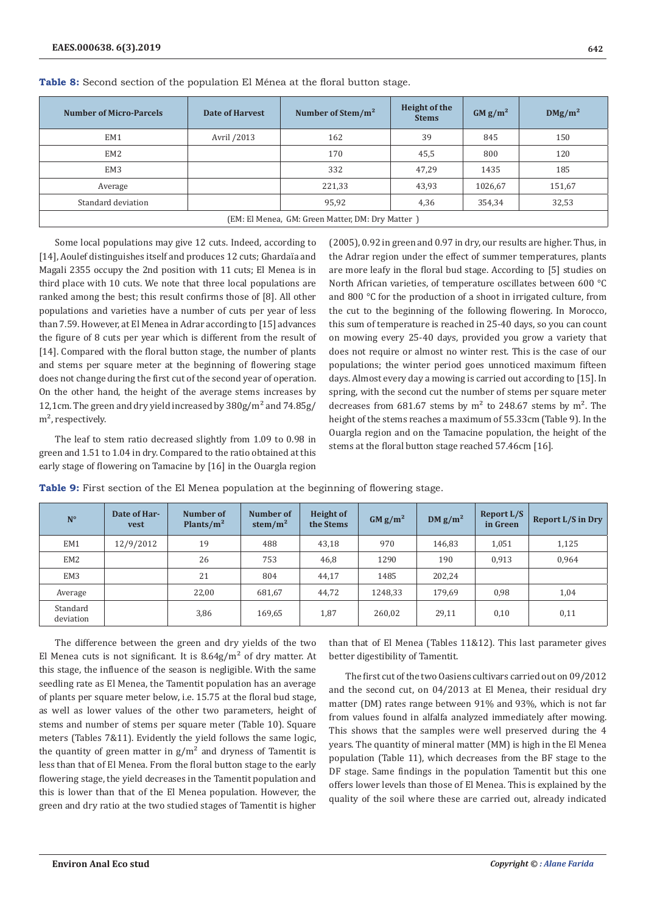**Table 8:** Second section of the population El Ménea at the floral button stage.

| Number of Micro-Parcels | Date of Harvest | Number of Stem/m² | Height of the Stems | GM g/m² | DMg/m² |
|---|---|---|---|---|---|
| EM1 | Avril /2013 | 162 | 39 | 845 | 150 |
| EM2 | | 170 | 45,5 | 800 | 120 |
| EM3 | | 332 | 47,29 | 1435 | 185 |
| Average | | 221,33 | 43,93 | 1026,67 | 151,67 |
| Standard deviation | | 95,92 | 4,36 | 354,34 | 32,53 |
| (EM: El Menea, GM: Green Matter, DM: Dry Matter ) | | | | | |

Some local populations may give 12 cuts. Indeed, according to [14], Aoulef distinguishes itself and produces 12 cuts; Ghardaïa and Magali 2355 occupy the 2nd position with 11 cuts; El Menea is in third place with 10 cuts. We note that three local populations are ranked among the best; this result confirms those of [8]. All other populations and varieties have a number of cuts per year of less than 7.59. However, at El Menea in Adrar according to [15] advances the figure of 8 cuts per year which is different from the result of [14]. Compared with the floral button stage, the number of plants and stems per square meter at the beginning of flowering stage does not change during the first cut of the second year of operation. On the other hand, the height of the average stems increases by 12,1cm. The green and dry yield increased by 380g/m² and 74.85g/m², respectively.

The leaf to stem ratio decreased slightly from 1.09 to 0.98 in green and 1.51 to 1.04 in dry. Compared to the ratio obtained at this early stage of flowering on Tamacine by [16] in the Ouargla region (2005), 0.92 in green and 0.97 in dry, our results are higher. Thus, in the Adrar region under the effect of summer temperatures, plants are more leafy in the floral bud stage. According to [5] studies on North African varieties, of temperature oscillates between 600 °C and 800 °C for the production of a shoot in irrigated culture, from the cut to the beginning of the following flowering. In Morocco, this sum of temperature is reached in 25-40 days, so you can count on mowing every 25-40 days, provided you grow a variety that does not require or almost no winter rest. This is the case of our populations; the winter period goes unnoticed maximum fifteen days. Almost every day a mowing is carried out according to [15]. In spring, with the second cut the number of stems per square meter decreases from 681.67 stems by m² to 248.67 stems by m². The height of the stems reaches a maximum of 55.33cm (Table 9). In the Ouargla region and on the Tamacine population, the height of the stems at the floral button stage reached 57.46cm [16].

**Table 9:** First section of the El Menea population at the beginning of flowering stage.

| N° | Date of Harvest | Number of Plants/m² | Number of stem/m² | Height of the Stems | GM g/m² | DM g/m² | Report L/S in Green | Report L/S in Dry |
|---|---|---|---|---|---|---|---|---|
| EM1 | 12/9/2012 | 19 | 488 | 43,18 | 970 | 146,83 | 1,051 | 1,125 |
| EM2 | | 26 | 753 | 46,8 | 1290 | 190 | 0,913 | 0,964 |
| EM3 | | 21 | 804 | 44,17 | 1485 | 202,24 | | |
| Average | | 22,00 | 681,67 | 44,72 | 1248,33 | 179,69 | 0,98 | 1,04 |
| Standard deviation | | 3,86 | 169,65 | 1,87 | 260,02 | 29,11 | 0,10 | 0,11 |

The difference between the green and dry yields of the two El Menea cuts is not significant. It is 8.64g/m² of dry matter. At this stage, the influence of the season is negligible. With the same seedling rate as El Menea, the Tamentit population has an average of plants per square meter below, i.e. 15.75 at the floral bud stage, as well as lower values of the other two parameters, height of stems and number of stems per square meter (Table 10). Square meters (Tables 7&11). Evidently the yield follows the same logic, the quantity of green matter in g/m² and dryness of Tamentit is less than that of El Menea. From the floral button stage to the early flowering stage, the yield decreases in the Tamentit population and this is lower than that of the El Menea population. However, the green and dry ratio at the two studied stages of Tamentit is higher than that of El Menea (Tables 11&12). This last parameter gives better digestibility of Tamentit.

The first cut of the two Oasiens cultivars carried out on 09/2012 and the second cut, on 04/2013 at El Menea, their residual dry matter (DM) rates range between 91% and 93%, which is not far from values found in alfalfa analyzed immediately after mowing. This shows that the samples were well preserved during the 4 years. The quantity of mineral matter (MM) is high in the El Menea population (Table 11), which decreases from the BF stage to the DF stage. Same findings in the population Tamentit but this one offers lower levels than those of El Menea. This is explained by the quality of the soil where these are carried out, already indicated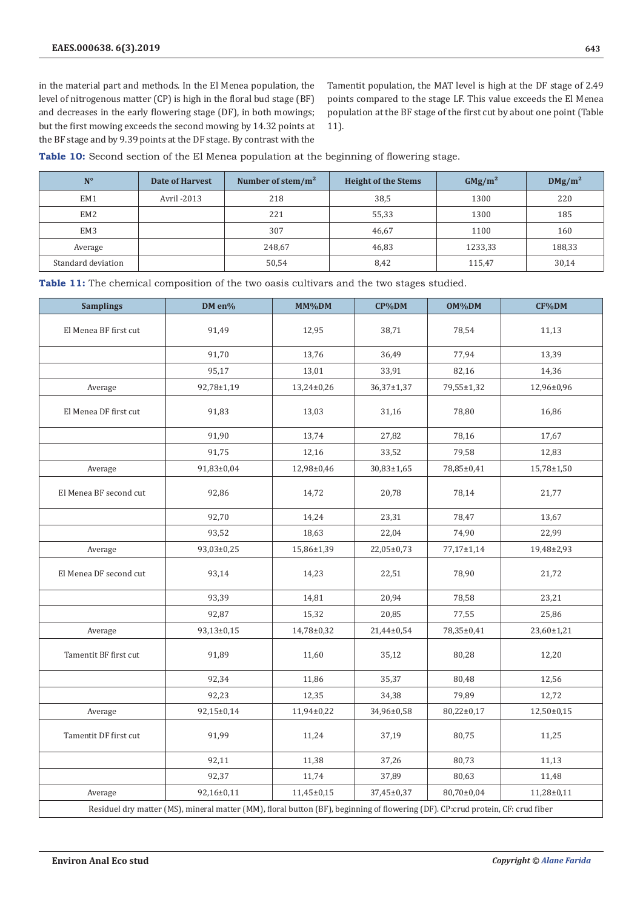in the material part and methods. In the El Menea population, the level of nitrogenous matter (CP) is high in the floral bud stage (BF) and decreases in the early flowering stage (DF), in both mowings; but the first mowing exceeds the second mowing by 14.32 points at the BF stage and by 9.39 points at the DF stage. By contrast with the Tamentit population, the MAT level is high at the DF stage of 2.49 points compared to the stage LF. This value exceeds the El Menea population at the BF stage of the first cut by about one point (Table 11).

**Table 10:** Second section of the El Menea population at the beginning of flowering stage.

| N° | Date of Harvest | Number of stem/m² | Height of the Stems | GMg/m² | DMg/m² |
|---|---|---|---|---|---|
| EM1 | Avril -2013 | 218 | 38,5 | 1300 | 220 |
| EM2 | | 221 | 55,33 | 1300 | 185 |
| EM3 | | 307 | 46,67 | 1100 | 160 |
| Average | | 248,67 | 46,83 | 1233,33 | 188,33 |
| Standard deviation | | 50,54 | 8,42 | 115,47 | 30,14 |

**Table 11:** The chemical composition of the two oasis cultivars and the two stages studied.

| Samplings | DM en% | MM%DM | CP%DM | OM%DM | CF%DM |
|---|---|---|---|---|---|
| El Menea BF first cut | 91,49 | 12,95 | 38,71 | 78,54 | 11,13 |
| | 91,70 | 13,76 | 36,49 | 77,94 | 13,39 |
| | 95,17 | 13,01 | 33,91 | 82,16 | 14,36 |
| Average | 92,78±1,19 | 13,24±0,26 | 36,37±1,37 | 79,55±1,32 | 12,96±0,96 |
| El Menea DF first cut | 91,83 | 13,03 | 31,16 | 78,80 | 16,86 |
| | 91,90 | 13,74 | 27,82 | 78,16 | 17,67 |
| | 91,75 | 12,16 | 33,52 | 79,58 | 12,83 |
| Average | 91,83±0,04 | 12,98±0,46 | 30,83±1,65 | 78,85±0,41 | 15,78±1,50 |
| El Menea BF second cut | 92,86 | 14,72 | 20,78 | 78,14 | 21,77 |
| | 92,70 | 14,24 | 23,31 | 78,47 | 13,67 |
| | 93,52 | 18,63 | 22,04 | 74,90 | 22,99 |
| Average | 93,03±0,25 | 15,86±1,39 | 22,05±0,73 | 77,17±1,14 | 19,48±2,93 |
| El Menea DF second cut | 93,14 | 14,23 | 22,51 | 78,90 | 21,72 |
| | 93,39 | 14,81 | 20,94 | 78,58 | 23,21 |
| | 92,87 | 15,32 | 20,85 | 77,55 | 25,86 |
| Average | 93,13±0,15 | 14,78±0,32 | 21,44±0,54 | 78,35±0,41 | 23,60±1,21 |
| Tamentit BF first cut | 91,89 | 11,60 | 35,12 | 80,28 | 12,20 |
| | 92,34 | 11,86 | 35,37 | 80,48 | 12,56 |
| | 92,23 | 12,35 | 34,38 | 79,89 | 12,72 |
| Average | 92,15±0,14 | 11,94±0,22 | 34,96±0,58 | 80,22±0,17 | 12,50±0,15 |
| Tamentit DF first cut | 91,99 | 11,24 | 37,19 | 80,75 | 11,25 |
| | 92,11 | 11,38 | 37,26 | 80,73 | 11,13 |
| | 92,37 | 11,74 | 37,89 | 80,63 | 11,48 |
| Average | 92,16±0,11 | 11,45±0,15 | 37,45±0,37 | 80,70±0,04 | 11,28±0,11 |

Residuel dry matter (MS), mineral matter (MM), floral button (BF), beginning of flowering (DF). CP:crud protein, CF: crud fiber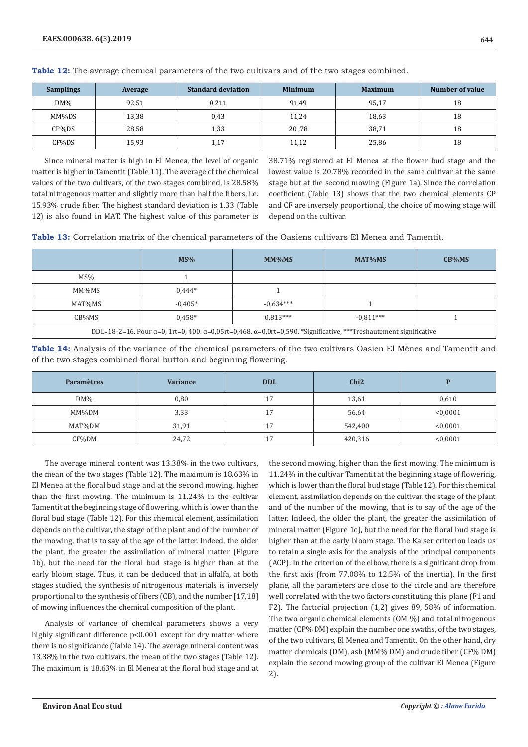**Table 12:** The average chemical parameters of the two cultivars and of the two stages combined.

| Samplings | Average | Standard deviation | Minimum | Maximum | Number of value |
|---|---|---|---|---|---|
| DM% | 92,51 | 0,211 | 91,49 | 95,17 | 18 |
| MM%DS | 13,38 | 0,43 | 11,24 | 18,63 | 18 |
| CP%DS | 28,58 | 1,33 | 20 ,78 | 38,71 | 18 |
| CF%DS | 15,93 | 1,17 | 11,12 | 25,86 | 18 |

Since mineral matter is high in El Menea, the level of organic matter is higher in Tamentit (Table 11). The average of the chemical values of the two cultivars, of the two stages combined, is 28.58% total nitrogenous matter and slightly more than half the fibers, i.e. 15.93% crude fiber. The highest standard deviation is 1.33 (Table 12) is also found in MAT. The highest value of this parameter is 38.71% registered at El Menea at the flower bud stage and the lowest value is 20.78% recorded in the same cultivar at the same stage but at the second mowing (Figure 1a). Since the correlation coefficient (Table 13) shows that the two chemical elements CP and CF are inversely proportional, the choice of mowing stage will depend on the cultivar.

**Table 13:** Correlation matrix of the chemical parameters of the Oasiens cultivars El Menea and Tamentit.

| | MS% | MM%MS | MAT%MS | CB%MS |
|---|---|---|---|---|
| MS% | 1 | | | |
| MM%MS | 0,444* | 1 | | |
| MAT%MS | -0,405* | -0,634*** | 1 | |
| CB%MS | 0,458* | 0,813*** | -0,811*** | 1 |
| DDL=18-2=16. Pour α=0, 1rt=0, 400. α=0,05rt=0,468. α=0,0rt=0,590. *Significative, ***Trèshautement significative | | | | |

**Table 14:** Analysis of the variance of the chemical parameters of the two cultivars Oasien El Ménea and Tamentit and of the two stages combined floral button and beginning flowering.

| Paramètres | Variance | DDL | Chi2 | P |
|---|---|---|---|---|
| DM% | 0,80 | 17 | 13,61 | 0,610 |
| MM%DM | 3,33 | 17 | 56,64 | <0,0001 |
| MAT%DM | 31,91 | 17 | 542,400 | <0,0001 |
| CF%DM | 24,72 | 17 | 420,316 | <0,0001 |

The average mineral content was 13.38% in the two cultivars, the mean of the two stages (Table 12). The maximum is 18.63% in El Menea at the floral bud stage and at the second mowing, higher than the first mowing. The minimum is 11.24% in the cultivar Tamentit at the beginning stage of flowering, which is lower than the floral bud stage (Table 12). For this chemical element, assimilation depends on the cultivar, the stage of the plant and of the number of the mowing, that is to say of the age of the latter. Indeed, the older the plant, the greater the assimilation of mineral matter (Figure 1b), but the need for the floral bud stage is higher than at the early bloom stage. Thus, it can be deduced that in alfalfa, at both stages studied, the synthesis of nitrogenous materials is inversely proportional to the synthesis of fibers (CB), and the number [17,18] of mowing influences the chemical composition of the plant.

Analysis of variance of chemical parameters shows a very highly significant difference p<0.001 except for dry matter where there is no significance (Table 14). The average mineral content was 13.38% in the two cultivars, the mean of the two stages (Table 12). The maximum is 18.63% in El Menea at the floral bud stage and at the second mowing, higher than the first mowing. The minimum is 11.24% in the cultivar Tamentit at the beginning stage of flowering, which is lower than the floral bud stage (Table 12). For this chemical element, assimilation depends on the cultivar, the stage of the plant and of the number of the mowing, that is to say of the age of the latter. Indeed, the older the plant, the greater the assimilation of mineral matter (Figure 1c), but the need for the floral bud stage is higher than at the early bloom stage. The Kaiser criterion leads us to retain a single axis for the analysis of the principal components (ACP). In the criterion of the elbow, there is a significant drop from the first axis (from 77.08% to 12.5% of the inertia). In the first plane, all the parameters are close to the circle and are therefore well correlated with the two factors constituting this plane (F1 and F2). The factorial projection (1,2) gives 89, 58% of information. The two organic chemical elements (OM %) and total nitrogenous matter (CP% DM) explain the number one swaths, of the two stages, of the two cultivars, El Menea and Tamentit. On the other hand, dry matter chemicals (DM), ash (MM% DM) and crude fiber (CF% DM) explain the second mowing group of the cultivar El Menea (Figure 2).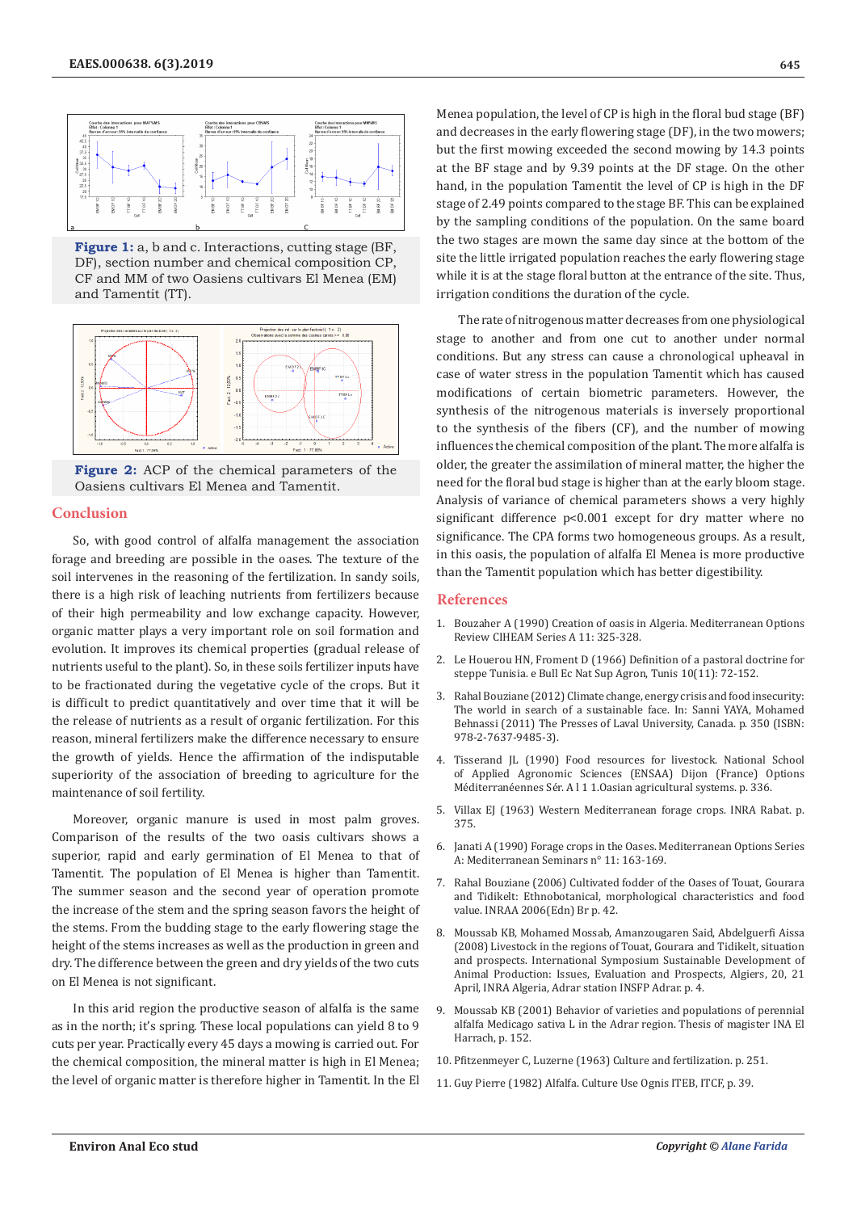**Figure 1:** a, b and c. Interactions, cutting stage (BF, DF), section number and chemical composition CP, CF and MM of two Oasiens cultivars El Menea (EM) and Tamentit (TT).

**Figure 2:** ACP of the chemical parameters of the Oasiens cultivars El Menea and Tamentit.

## Conclusion

So, with good control of alfalfa management the association forage and breeding are possible in the oases. The texture of the soil intervenes in the reasoning of the fertilization. In sandy soils, there is a high risk of leaching nutrients from fertilizers because of their high permeability and low exchange capacity. However, organic matter plays a very important role on soil formation and evolution. It improves its chemical properties (gradual release of nutrients useful to the plant). So, in these soils fertilizer inputs have to be fractionated during the vegetative cycle of the crops. But it is difficult to predict quantitatively and over time that it will be the release of nutrients as a result of organic fertilization. For this reason, mineral fertilizers make the difference necessary to ensure the growth of yields. Hence the affirmation of the indisputable superiority of the association of breeding to agriculture for the maintenance of soil fertility.

Moreover, organic manure is used in most palm groves. Comparison of the results of the two oasis cultivars shows a superior, rapid and early germination of El Menea to that of Tamentit. The population of El Menea is higher than Tamentit. The summer season and the second year of operation promote the increase of the stem and the spring season favors the height of the stems. From the budding stage to the early flowering stage the height of the stems increases as well as the production in green and dry. The difference between the green and dry yields of the two cuts on El Menea is not significant.

In this arid region the productive season of alfalfa is the same as in the north; it's spring. These local populations can yield 8 to 9 cuts per year. Practically every 45 days a mowing is carried out. For the chemical composition, the mineral matter is high in El Menea; the level of organic matter is therefore higher in Tamentit. In the El Menea population, the level of CP is high in the floral bud stage (BF) and decreases in the early flowering stage (DF), in the two mowers; but the first mowing exceeded the second mowing by 14.3 points at the BF stage and by 9.39 points at the DF stage. On the other hand, in the population Tamentit the level of CP is high in the DF stage of 2.49 points compared to the stage BF. This can be explained by the sampling conditions of the population. On the same board the two stages are mown the same day since at the bottom of the site the little irrigated population reaches the early flowering stage while it is at the stage floral button at the entrance of the site. Thus, irrigation conditions the duration of the cycle.

The rate of nitrogenous matter decreases from one physiological stage to another and from one cut to another under normal conditions. But any stress can cause a chronological upheaval in case of water stress in the population Tamentit which has caused modifications of certain biometric parameters. However, the synthesis of the nitrogenous materials is inversely proportional to the synthesis of the fibers (CF), and the number of mowing influences the chemical composition of the plant. The more alfalfa is older, the greater the assimilation of mineral matter, the higher the need for the floral bud stage is higher than at the early bloom stage. Analysis of variance of chemical parameters shows a very highly significant difference $p<0.001$ except for dry matter where no significance. The CPA forms two homogeneous groups. As a result, in this oasis, the population of alfalfa El Menea is more productive than the Tamentit population which has better digestibility.

## References

1. Bouzaher A (1990) Creation of oasis in Algeria. Mediterranean Options Review CIHEAM Series A 11: 325-328.
2. Le Houerou HN, Froment D (1966) Definition of a pastoral doctrine for steppe Tunisia. e Bull Ec Nat Sup Agron, Tunis 10(11): 72-152.
3. Rahal Bouziane (2012) Climate change, energy crisis and food insecurity: The world in search of a sustainable face. In: Sanni YAYA, Mohamed Behnassi (2011) The Presses of Laval University, Canada. p. 350 (ISBN: 978-2-7637-9485-3).
4. Tisserand JL (1990) Food resources for livestock. National School of Applied Agronomic Sciences (ENSAA) Dijon (France) Options Méditerranéennes Sér. A l 1 1.Oasian agricultural systems. p. 336.
5. Villax EJ (1963) Western Mediterranean forage crops. INRA Rabat. p. 375.
6. Janati A (1990) Forage crops in the Oases. Mediterranean Options Series A: Mediterranean Seminars n° 11: 163-169.
7. Rahal Bouziane (2006) Cultivated fodder of the Oases of Touat, Gourara and Tidikelt: Ethnobotanical, morphological characteristics and food value. INRAA 2006(Edn) Br p. 42.
8. Moussab KB, Mohamed Mossab, Amanzougaren Said, Abdelguerfi Aissa (2008) Livestock in the regions of Touat, Gourara and Tidikelt, situation and prospects. International Symposium Sustainable Development of Animal Production: Issues, Evaluation and Prospects, Algiers, 20, 21 April, INRA Algeria, Adrar station INSFP Adrar. p. 4.
9. Moussab KB (2001) Behavior of varieties and populations of perennial alfalfa Medicago sativa L in the Adrar region. Thesis of magister INA El Harrach, p. 152.
10. Pfitzenmeyer C, Luzerne (1963) Culture and fertilization. p. 251.
11. Guy Pierre (1982) Alfalfa. Culture Use Ognis ITEB, ITCF, p. 39.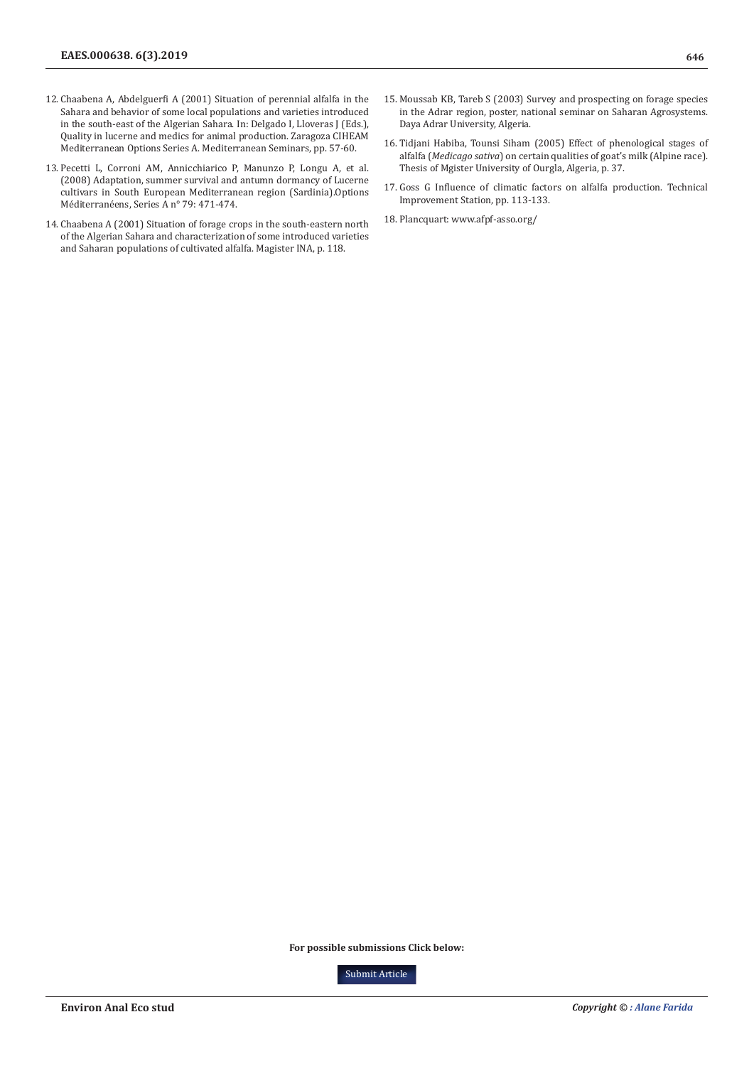12. Chaabena A, Abdelguerfi A (2001) Situation of perennial alfalfa in the Sahara and behavior of some local populations and varieties introduced in the south-east of the Algerian Sahara. In: Delgado I, Lloveras J (Eds.), Quality in lucerne and medics for animal production. Zaragoza CIHEAM Mediterranean Options Series A. Mediterranean Seminars, pp. 57-60.
13. Pecetti L, Corroni AM, Annicchiarico P, Manunzo P, Longu A, et al. (2008) Adaptation, summer survival and antumn dormancy of Lucerne cultivars in South European Mediterranean region (Sardinia).Options Méditerranéens, Series A n° 79: 471-474.
14. Chaabena A (2001) Situation of forage crops in the south-eastern north of the Algerian Sahara and characterization of some introduced varieties and Saharan populations of cultivated alfalfa. Magister INA, p. 118.
15. Moussab KB, Tareb S (2003) Survey and prospecting on forage species in the Adrar region, poster, national seminar on Saharan Agrosystems. Daya Adrar University, Algeria.
16. Tidjani Habiba, Tounsi Siham (2005) Effect of phenological stages of alfalfa (*Medicago sativa*) on certain qualities of goat's milk (Alpine race). Thesis of Mgister University of Ourgla, Algeria, p. 37.
17. Goss G Influence of climatic factors on alfalfa production. Technical Improvement Station, pp. 113-133.
18. Plancquart: www.afpf-asso.org/

**For possible submissions Click below:**

Submit Article